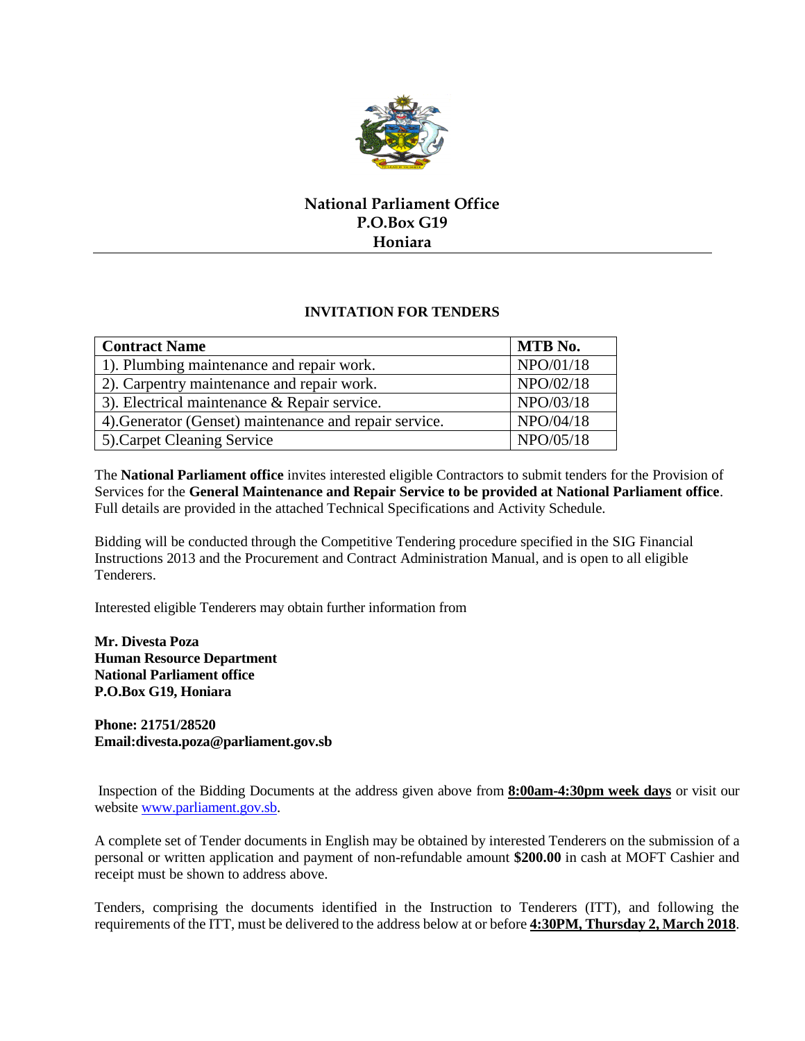## National Parliament Office
## P.O.Box G19
## Honiara

### INVITATION FOR TENDERS

| Contract Name | MTB No. |
|---|---|
| 1). Plumbing maintenance and repair work. | NPO/01/18 |
| 2). Carpentry maintenance and repair work. | NPO/02/18 |
| 3). Electrical maintenance & Repair service. | NPO/03/18 |
| 4).Generator (Genset) maintenance and repair service. | NPO/04/18 |
| 5).Carpet Cleaning Service | NPO/05/18 |

The **National Parliament office** invites interested eligible Contractors to submit tenders for the Provision of Services for the **General Maintenance and Repair Service to be provided at National Parliament office**. Full details are provided in the attached Technical Specifications and Activity Schedule.

Bidding will be conducted through the Competitive Tendering procedure specified in the SIG Financial Instructions 2013 and the Procurement and Contract Administration Manual, and is open to all eligible Tenderers.

Interested eligible Tenderers may obtain further information from

**Mr. Divesta Poza**
**Human Resource Department**
**National Parliament office**
**P.O.Box G19, Honiara**

**Phone: 21751/28520**
**Email:divesta.poza@parliament.gov.sb**

Inspection of the Bidding Documents at the address given above from **8:00am-4:30pm week days** or visit our website www.parliament.gov.sb.

A complete set of Tender documents in English may be obtained by interested Tenderers on the submission of a personal or written application and payment of non-refundable amount **$200.00** in cash at MOFT Cashier and receipt must be shown to address above.

Tenders, comprising the documents identified in the Instruction to Tenderers (ITT), and following the requirements of the ITT, must be delivered to the address below at or before **4:30PM, Thursday 2, March 2018**.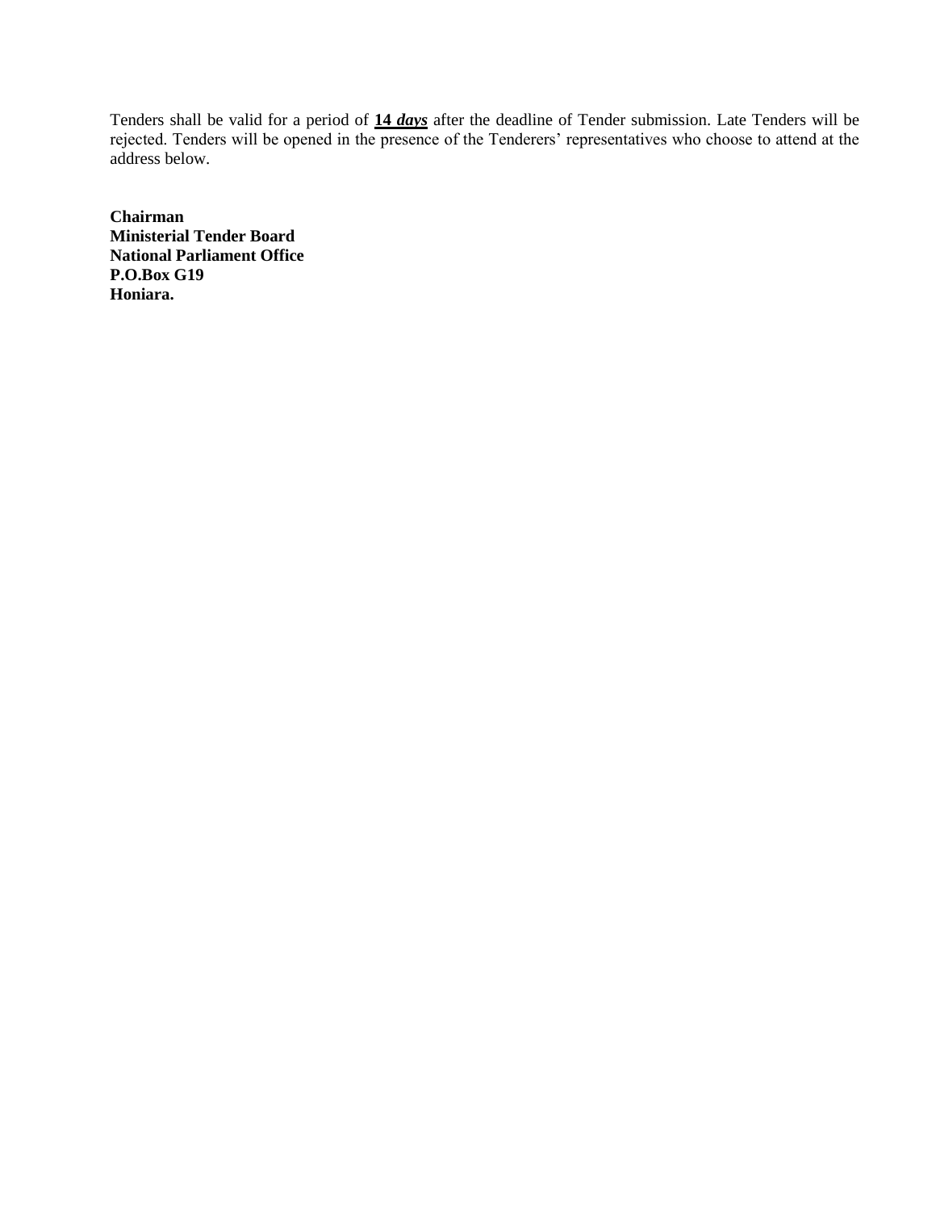Tenders shall be valid for a period of **<u>14 *days*</u>** after the deadline of Tender submission. Late Tenders will be rejected. Tenders will be opened in the presence of the Tenderers' representatives who choose to attend at the address below.

**Chairman**  
**Ministerial Tender Board**  
**National Parliament Office**  
**P.O.Box G19**  
**Honiara.**